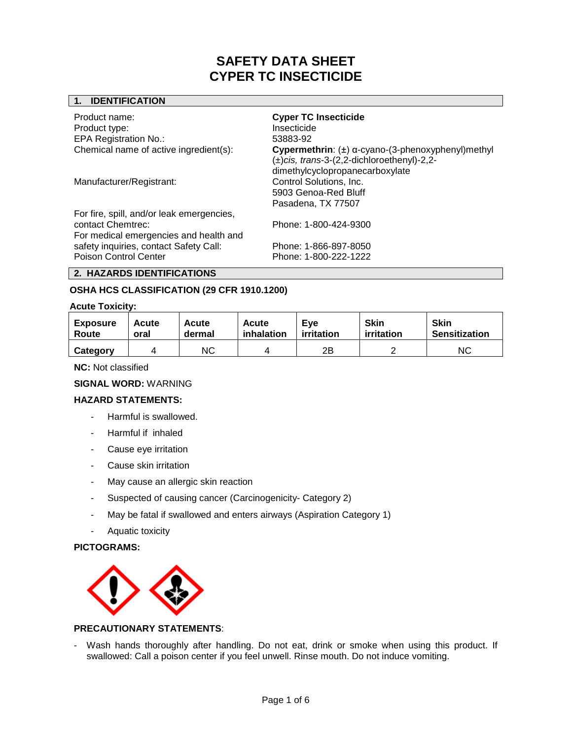# SAFETY DATA SHEET
# CYPER TC INSECTICIDE

## 1. IDENTIFICATION

| | |
|---|---|
| Product name: | **Cyper TC Insecticide** |
| Product type: | Insecticide |
| EPA Registration No.: | 53883-92 |
| Chemical name of active ingredient(s): | **Cypermethrin**: (±) α-cyano-(3-phenoxyphenyl)methyl (±)*cis, trans*-3-(2,2-dichloroethenyl)-2,2-dimethylcyclopropanecarboxylate |
| Manufacturer/Registrant: | Control Solutions, Inc.<br>5903 Genoa-Red Bluff<br>Pasadena, TX 77507 |
| For fire, spill, and/or leak emergencies, contact Chemtrec: | Phone: 1-800-424-9300 |
| For medical emergencies and health and safety inquiries, contact Safety Call: | Phone: 1-866-897-8050 |
| Poison Control Center | Phone: 1-800-222-1222 |

## 2. HAZARDS IDENTIFICATIONS

### OSHA HCS CLASSIFICATION (29 CFR 1910.1200)

**Acute Toxicity:**

| Exposure Route | Acute oral | Acute dermal | Acute inhalation | Eye irritation | Skin irritation | Skin Sensitization |
|---|---|---|---|---|---|---|
| **Category** | 4 | NC | 4 | 2B | 2 | NC |

**NC:** Not classified

**SIGNAL WORD:** WARNING

**HAZARD STATEMENTS:**

- Harmful is swallowed.
- Harmful if inhaled
- Cause eye irritation
- Cause skin irritation
- May cause an allergic skin reaction
- Suspected of causing cancer (Carcinogenicity- Category 2)
- May be fatal if swallowed and enters airways (Aspiration Category 1)
- Aquatic toxicity

**PICTOGRAMS:**

**PRECAUTIONARY STATEMENTS**:

- Wash hands thoroughly after handling. Do not eat, drink or smoke when using this product. If swallowed: Call a poison center if you feel unwell. Rinse mouth. Do not induce vomiting.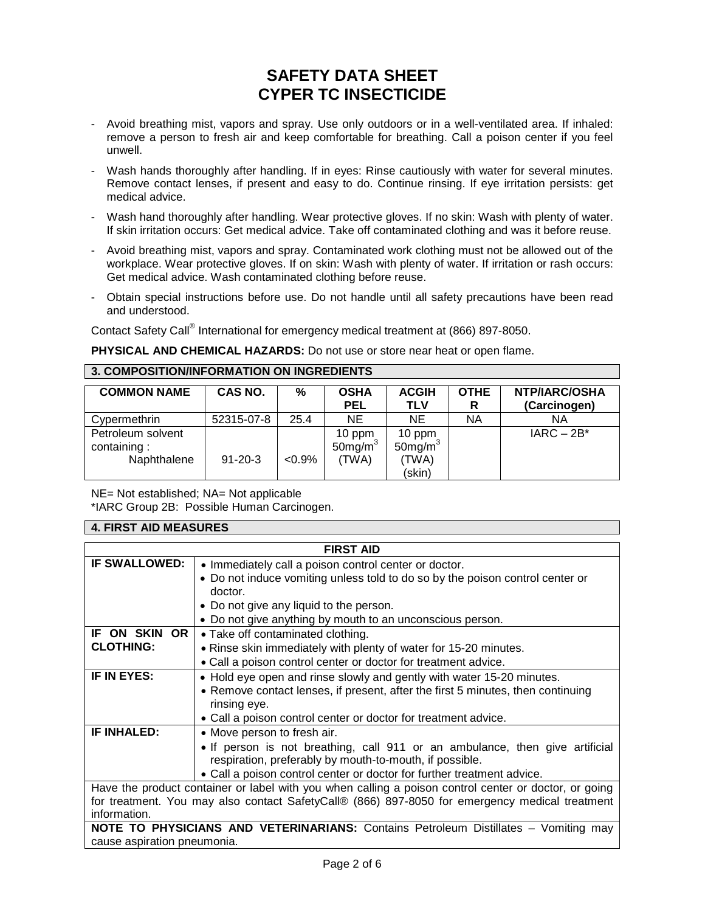# SAFETY DATA SHEET
# CYPER TC INSECTICIDE

- Avoid breathing mist, vapors and spray. Use only outdoors or in a well-ventilated area. If inhaled: remove a person to fresh air and keep comfortable for breathing. Call a poison center if you feel unwell.
- Wash hands thoroughly after handling. If in eyes: Rinse cautiously with water for several minutes. Remove contact lenses, if present and easy to do. Continue rinsing. If eye irritation persists: get medical advice.
- Wash hand thoroughly after handling. Wear protective gloves. If no skin: Wash with plenty of water. If skin irritation occurs: Get medical advice. Take off contaminated clothing and was it before reuse.
- Avoid breathing mist, vapors and spray. Contaminated work clothing must not be allowed out of the workplace. Wear protective gloves. If on skin: Wash with plenty of water. If irritation or rash occurs: Get medical advice. Wash contaminated clothing before reuse.
- Obtain special instructions before use. Do not handle until all safety precautions have been read and understood.

Contact Safety Call® International for emergency medical treatment at (866) 897-8050.

**PHYSICAL AND CHEMICAL HAZARDS:** Do not use or store near heat or open flame.

## 3. COMPOSITION/INFORMATION ON INGREDIENTS

| COMMON NAME | CAS NO. | % | OSHA PEL | ACGIH TLV | OTHER | NTP/IARC/OSHA (Carcinogen) |
|---|---|---|---|---|---|---|
| Cypermethrin | 52315-07-8 | 25.4 | NE | NE | NA | NA |
| Petroleum solvent containing : Naphthalene | 91-20-3 | <0.9% | 10 ppm $50 mg/m^3$ (TWA) | 10 ppm $50 mg/m^3$ (TWA) (skin) | | IARC – 2B* |

NE= Not established; NA= Not applicable
*IARC Group 2B: Possible Human Carcinogen.

## 4. FIRST AID MEASURES

| FIRST AID | |
|---|---|
| **IF SWALLOWED:** | • Immediately call a poison control center or doctor.<br>• Do not induce vomiting unless told to do so by the poison control center or doctor.<br>• Do not give any liquid to the person.<br>• Do not give anything by mouth to an unconscious person. |
| **IF ON SKIN OR CLOTHING:** | • Take off contaminated clothing.<br>• Rinse skin immediately with plenty of water for 15-20 minutes.<br>• Call a poison control center or doctor for treatment advice. |
| **IF IN EYES:** | • Hold eye open and rinse slowly and gently with water 15-20 minutes.<br>• Remove contact lenses, if present, after the first 5 minutes, then continuing rinsing eye.<br>• Call a poison control center or doctor for treatment advice. |
| **IF INHALED:** | • Move person to fresh air.<br>• If person is not breathing, call 911 or an ambulance, then give artificial respiration, preferably by mouth-to-mouth, if possible.<br>• Call a poison control center or doctor for further treatment advice. |

Have the product container or label with you when calling a poison control center or doctor, or going for treatment. You may also contact SafetyCall® (866) 897-8050 for emergency medical treatment information.

**NOTE TO PHYSICIANS AND VETERINARIANS:** Contains Petroleum Distillates – Vomiting may cause aspiration pneumonia.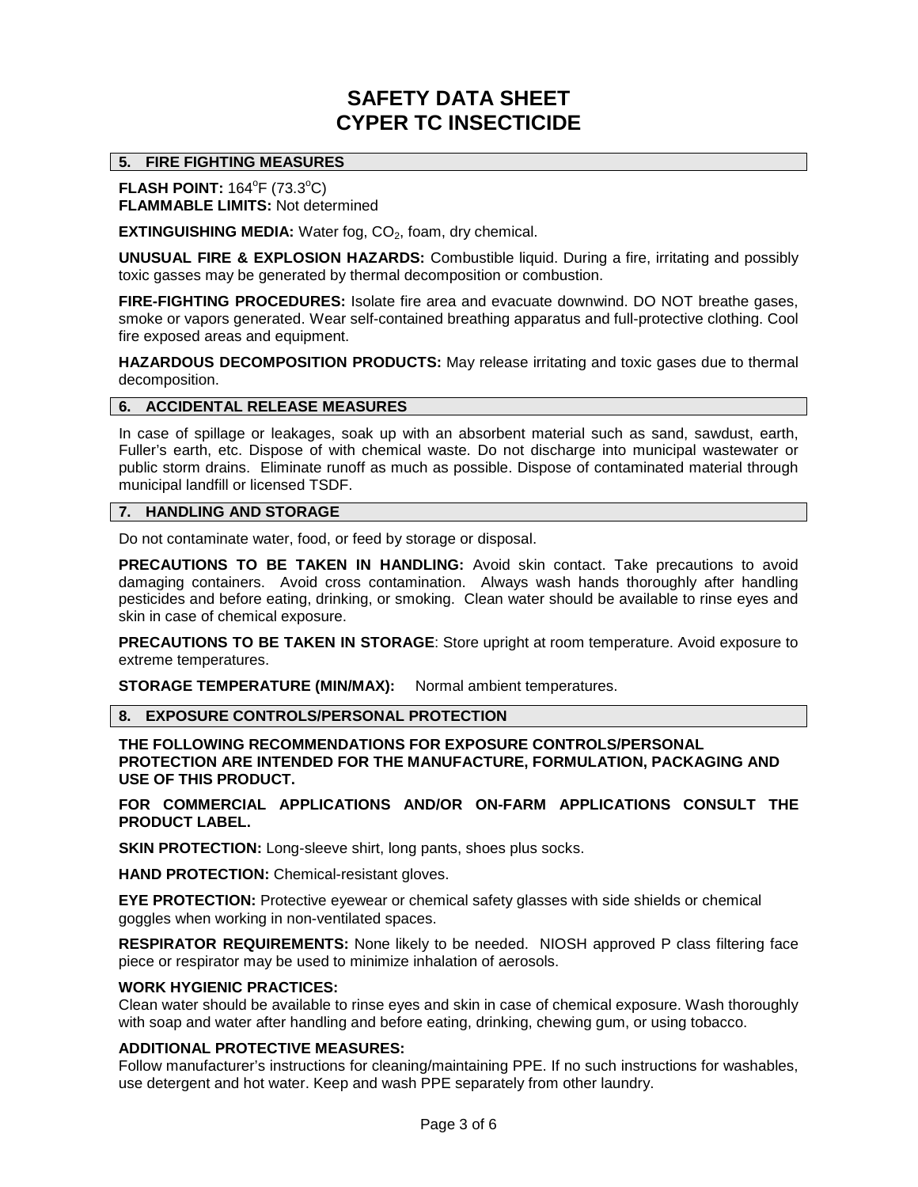# SAFETY DATA SHEET
# CYPER TC INSECTICIDE

## 5. FIRE FIGHTING MEASURES

**FLASH POINT:** 164°F (73.3°C)
**FLAMMABLE LIMITS:** Not determined

**EXTINGUISHING MEDIA:** Water fog, $CO_2$, foam, dry chemical.

**UNUSUAL FIRE & EXPLOSION HAZARDS:** Combustible liquid. During a fire, irritating and possibly toxic gasses may be generated by thermal decomposition or combustion.

**FIRE-FIGHTING PROCEDURES:** Isolate fire area and evacuate downwind. DO NOT breathe gases, smoke or vapors generated. Wear self-contained breathing apparatus and full-protective clothing. Cool fire exposed areas and equipment.

**HAZARDOUS DECOMPOSITION PRODUCTS:** May release irritating and toxic gases due to thermal decomposition.

## 6. ACCIDENTAL RELEASE MEASURES

In case of spillage or leakages, soak up with an absorbent material such as sand, sawdust, earth, Fuller's earth, etc. Dispose of with chemical waste. Do not discharge into municipal wastewater or public storm drains. Eliminate runoff as much as possible. Dispose of contaminated material through municipal landfill or licensed TSDF.

## 7. HANDLING AND STORAGE

Do not contaminate water, food, or feed by storage or disposal.

**PRECAUTIONS TO BE TAKEN IN HANDLING:** Avoid skin contact. Take precautions to avoid damaging containers. Avoid cross contamination. Always wash hands thoroughly after handling pesticides and before eating, drinking, or smoking. Clean water should be available to rinse eyes and skin in case of chemical exposure.

**PRECAUTIONS TO BE TAKEN IN STORAGE**: Store upright at room temperature. Avoid exposure to extreme temperatures.

**STORAGE TEMPERATURE (MIN/MAX):** Normal ambient temperatures.

## 8. EXPOSURE CONTROLS/PERSONAL PROTECTION

**THE FOLLOWING RECOMMENDATIONS FOR EXPOSURE CONTROLS/PERSONAL PROTECTION ARE INTENDED FOR THE MANUFACTURE, FORMULATION, PACKAGING AND USE OF THIS PRODUCT.**

**FOR COMMERCIAL APPLICATIONS AND/OR ON-FARM APPLICATIONS CONSULT THE PRODUCT LABEL.**

**SKIN PROTECTION:** Long-sleeve shirt, long pants, shoes plus socks.

**HAND PROTECTION:** Chemical-resistant gloves.

**EYE PROTECTION:** Protective eyewear or chemical safety glasses with side shields or chemical goggles when working in non-ventilated spaces.

**RESPIRATOR REQUIREMENTS:** None likely to be needed. NIOSH approved P class filtering face piece or respirator may be used to minimize inhalation of aerosols.

**WORK HYGIENIC PRACTICES:**
Clean water should be available to rinse eyes and skin in case of chemical exposure. Wash thoroughly with soap and water after handling and before eating, drinking, chewing gum, or using tobacco.

**ADDITIONAL PROTECTIVE MEASURES:**
Follow manufacturer's instructions for cleaning/maintaining PPE. If no such instructions for washables, use detergent and hot water. Keep and wash PPE separately from other laundry.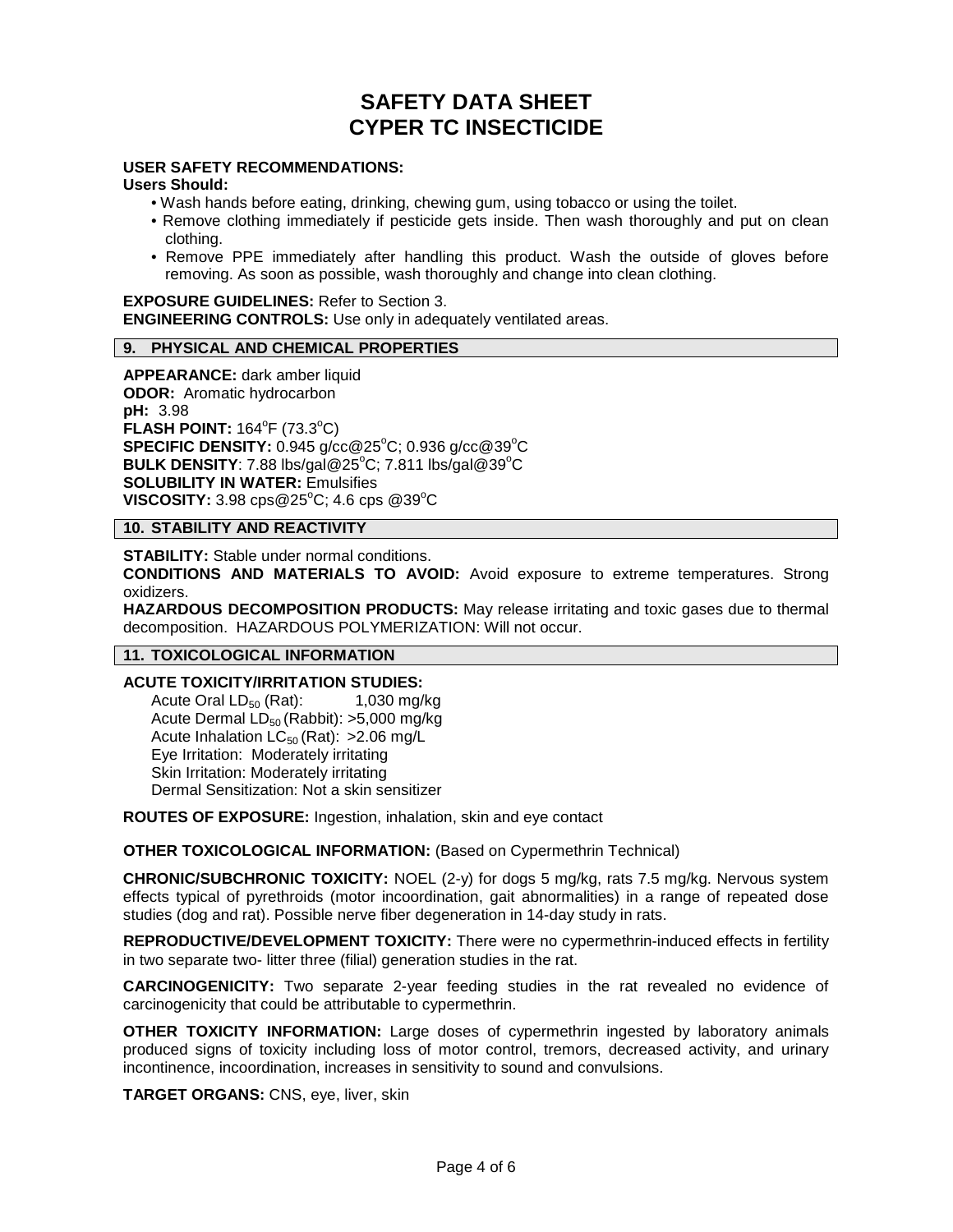# SAFETY DATA SHEET
# CYPER TC INSECTICIDE

**USER SAFETY RECOMMENDATIONS:**

**Users Should:**

- Wash hands before eating, drinking, chewing gum, using tobacco or using the toilet.
- Remove clothing immediately if pesticide gets inside. Then wash thoroughly and put on clean clothing.
- Remove PPE immediately after handling this product. Wash the outside of gloves before removing. As soon as possible, wash thoroughly and change into clean clothing.

**EXPOSURE GUIDELINES:** Refer to Section 3.
**ENGINEERING CONTROLS:** Use only in adequately ventilated areas.

## 9. PHYSICAL AND CHEMICAL PROPERTIES

**APPEARANCE:** dark amber liquid
**ODOR:** Aromatic hydrocarbon
**pH:** 3.98
**FLASH POINT:** 164°F (73.3°C)
**SPECIFIC DENSITY:** 0.945 g/cc@25°C; 0.936 g/cc@39°C
**BULK DENSITY**: 7.88 lbs/gal@25°C; 7.811 lbs/gal@39°C
**SOLUBILITY IN WATER:** Emulsifies
**VISCOSITY:** 3.98 cps@25°C; 4.6 cps @39°C

## 10. STABILITY AND REACTIVITY

**STABILITY:** Stable under normal conditions.
**CONDITIONS AND MATERIALS TO AVOID:** Avoid exposure to extreme temperatures. Strong oxidizers.
**HAZARDOUS DECOMPOSITION PRODUCTS:** May release irritating and toxic gases due to thermal decomposition. HAZARDOUS POLYMERIZATION: Will not occur.

## 11. TOXICOLOGICAL INFORMATION

**ACUTE TOXICITY/IRRITATION STUDIES:**

Acute Oral $LD_{50}$ (Rat): 1,030 mg/kg
Acute Dermal $LD_{50}$ (Rabbit): >5,000 mg/kg
Acute Inhalation $LC_{50}$ (Rat): >2.06 mg/L
Eye Irritation: Moderately irritating
Skin Irritation: Moderately irritating
Dermal Sensitization: Not a skin sensitizer

**ROUTES OF EXPOSURE:** Ingestion, inhalation, skin and eye contact

**OTHER TOXICOLOGICAL INFORMATION:** (Based on Cypermethrin Technical)

**CHRONIC/SUBCHRONIC TOXICITY:** NOEL (2-y) for dogs 5 mg/kg, rats 7.5 mg/kg. Nervous system effects typical of pyrethroids (motor incoordination, gait abnormalities) in a range of repeated dose studies (dog and rat). Possible nerve fiber degeneration in 14-day study in rats.

**REPRODUCTIVE/DEVELOPMENT TOXICITY:** There were no cypermethrin-induced effects in fertility in two separate two- litter three (filial) generation studies in the rat.

**CARCINOGENICITY:** Two separate 2-year feeding studies in the rat revealed no evidence of carcinogenicity that could be attributable to cypermethrin.

**OTHER TOXICITY INFORMATION:** Large doses of cypermethrin ingested by laboratory animals produced signs of toxicity including loss of motor control, tremors, decreased activity, and urinary incontinence, incoordination, increases in sensitivity to sound and convulsions.

**TARGET ORGANS:** CNS, eye, liver, skin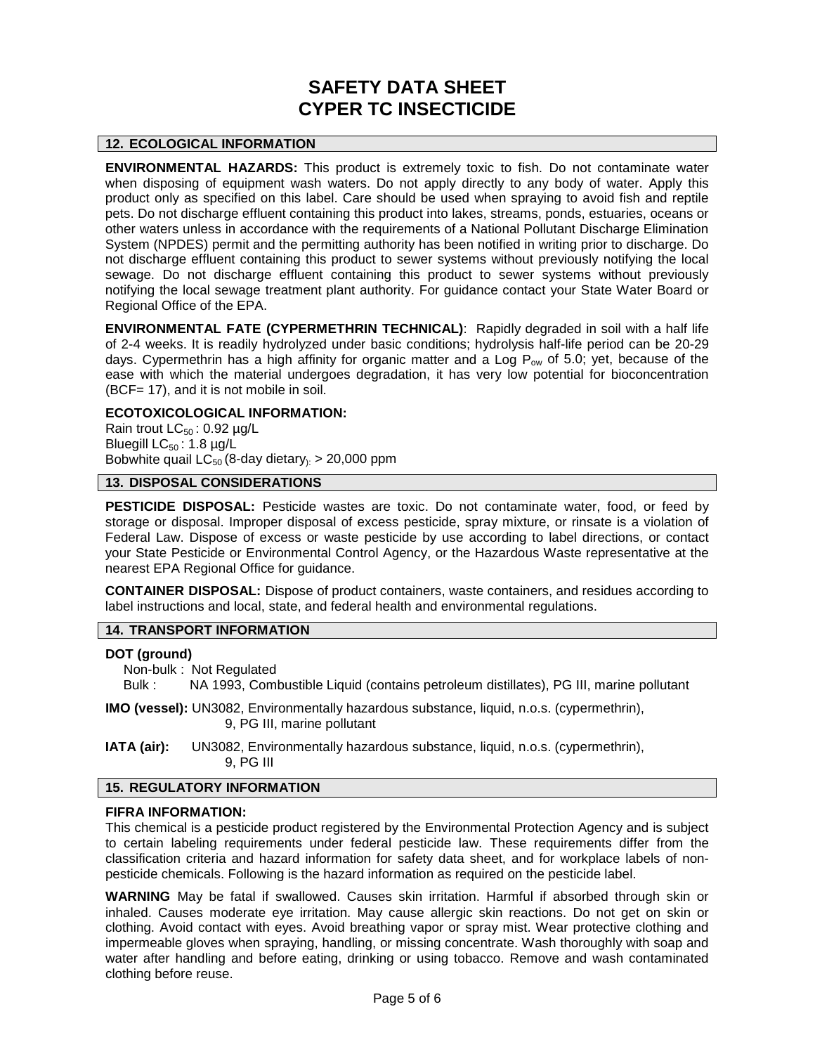# SAFETY DATA SHEET
# CYPER TC INSECTICIDE

## 12. ECOLOGICAL INFORMATION

**ENVIRONMENTAL HAZARDS:** This product is extremely toxic to fish. Do not contaminate water when disposing of equipment wash waters. Do not apply directly to any body of water. Apply this product only as specified on this label. Care should be used when spraying to avoid fish and reptile pets. Do not discharge effluent containing this product into lakes, streams, ponds, estuaries, oceans or other waters unless in accordance with the requirements of a National Pollutant Discharge Elimination System (NPDES) permit and the permitting authority has been notified in writing prior to discharge. Do not discharge effluent containing this product to sewer systems without previously notifying the local sewage. Do not discharge effluent containing this product to sewer systems without previously notifying the local sewage treatment plant authority. For guidance contact your State Water Board or Regional Office of the EPA.

**ENVIRONMENTAL FATE (CYPERMETHRIN TECHNICAL)**: Rapidly degraded in soil with a half life of 2-4 weeks. It is readily hydrolyzed under basic conditions; hydrolysis half-life period can be 20-29 days. Cypermethrin has a high affinity for organic matter and a Log $P_{ow}$ of 5.0; yet, because of the ease with which the material undergoes degradation, it has very low potential for bioconcentration (BCF= 17), and it is not mobile in soil.

**ECOTOXICOLOGICAL INFORMATION:**

Rain trout $LC_{50}$ : 0.92 µg/L
Bluegill $LC_{50}$ : 1.8 µg/L
Bobwhite quail $LC_{50}$ (8-day dietary): > 20,000 ppm

## 13. DISPOSAL CONSIDERATIONS

**PESTICIDE DISPOSAL:** Pesticide wastes are toxic. Do not contaminate water, food, or feed by storage or disposal. Improper disposal of excess pesticide, spray mixture, or rinsate is a violation of Federal Law. Dispose of excess or waste pesticide by use according to label directions, or contact your State Pesticide or Environmental Control Agency, or the Hazardous Waste representative at the nearest EPA Regional Office for guidance.

**CONTAINER DISPOSAL:** Dispose of product containers, waste containers, and residues according to label instructions and local, state, and federal health and environmental regulations.

## 14. TRANSPORT INFORMATION

**DOT (ground)**

Non-bulk : Not Regulated
Bulk : NA 1993, Combustible Liquid (contains petroleum distillates), PG III, marine pollutant

**IMO (vessel):** UN3082, Environmentally hazardous substance, liquid, n.o.s. (cypermethrin), 9, PG III, marine pollutant

**IATA (air):** UN3082, Environmentally hazardous substance, liquid, n.o.s. (cypermethrin), 9, PG III

## 15. REGULATORY INFORMATION

**FIFRA INFORMATION:**

This chemical is a pesticide product registered by the Environmental Protection Agency and is subject to certain labeling requirements under federal pesticide law. These requirements differ from the classification criteria and hazard information for safety data sheet, and for workplace labels of non-pesticide chemicals. Following is the hazard information as required on the pesticide label.

**WARNING** May be fatal if swallowed. Causes skin irritation. Harmful if absorbed through skin or inhaled. Causes moderate eye irritation. May cause allergic skin reactions. Do not get on skin or clothing. Avoid contact with eyes. Avoid breathing vapor or spray mist. Wear protective clothing and impermeable gloves when spraying, handling, or missing concentrate. Wash thoroughly with soap and water after handling and before eating, drinking or using tobacco. Remove and wash contaminated clothing before reuse.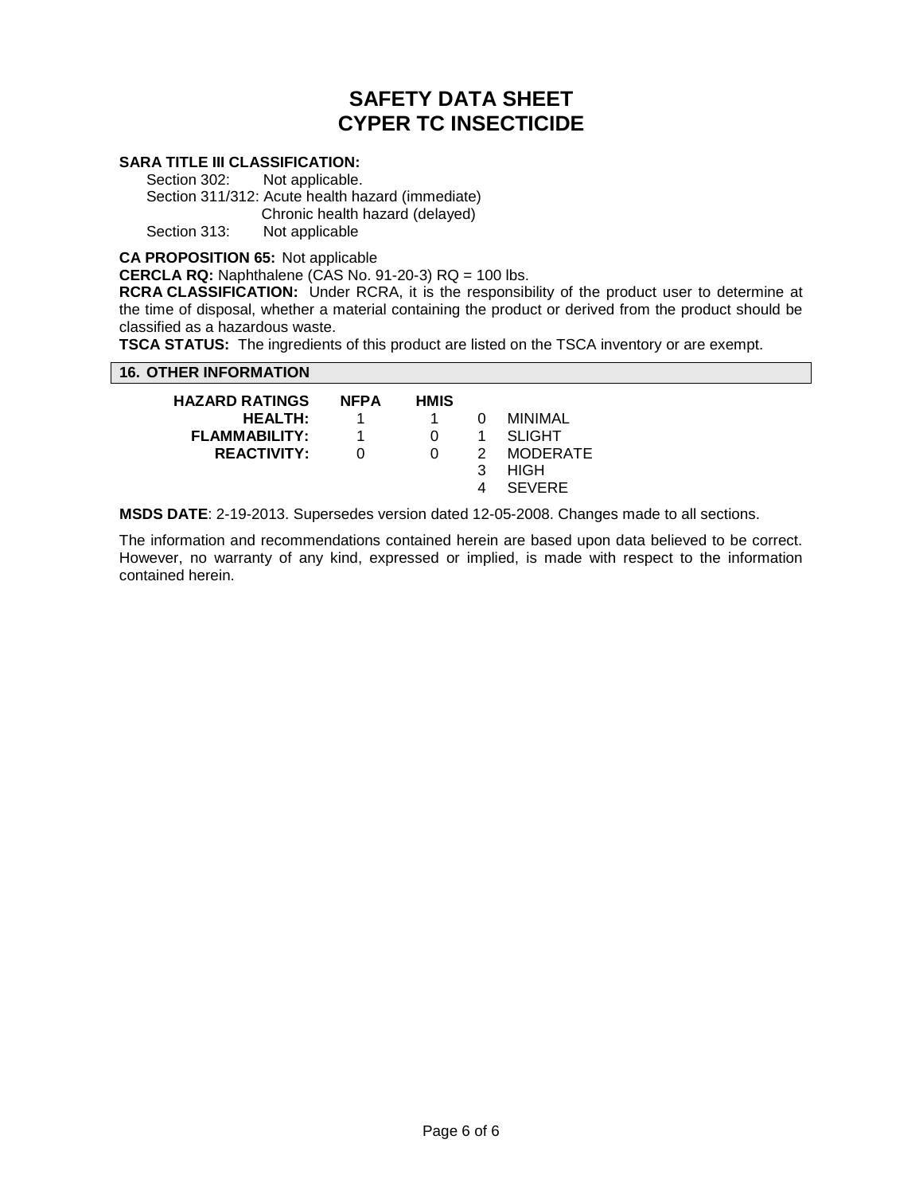# SAFETY DATA SHEET
# CYPER TC INSECTICIDE

**SARA TITLE III CLASSIFICATION:**

Section 302: Not applicable.
Section 311/312: Acute health hazard (immediate)
Chronic health hazard (delayed)
Section 313: Not applicable

**CA PROPOSITION 65:** Not applicable

**CERCLA RQ:** Naphthalene (CAS No. 91-20-3) RQ = 100 lbs.

**RCRA CLASSIFICATION:** Under RCRA, it is the responsibility of the product user to determine at the time of disposal, whether a material containing the product or derived from the product should be classified as a hazardous waste.

**TSCA STATUS:** The ingredients of this product are listed on the TSCA inventory or are exempt.

## 16. OTHER INFORMATION

| HAZARD RATINGS | NFPA | HMIS | | |
|---|---|---|---|---|
| HEALTH: | 1 | 1 | 0 | MINIMAL |
| FLAMMABILITY: | 1 | 0 | 1 | SLIGHT |
| REACTIVITY: | 0 | 0 | 2 | MODERATE |
| | | | 3 | HIGH |
| | | | 4 | SEVERE |

**MSDS DATE**: 2-19-2013. Supersedes version dated 12-05-2008. Changes made to all sections.

The information and recommendations contained herein are based upon data believed to be correct. However, no warranty of any kind, expressed or implied, is made with respect to the information contained herein.